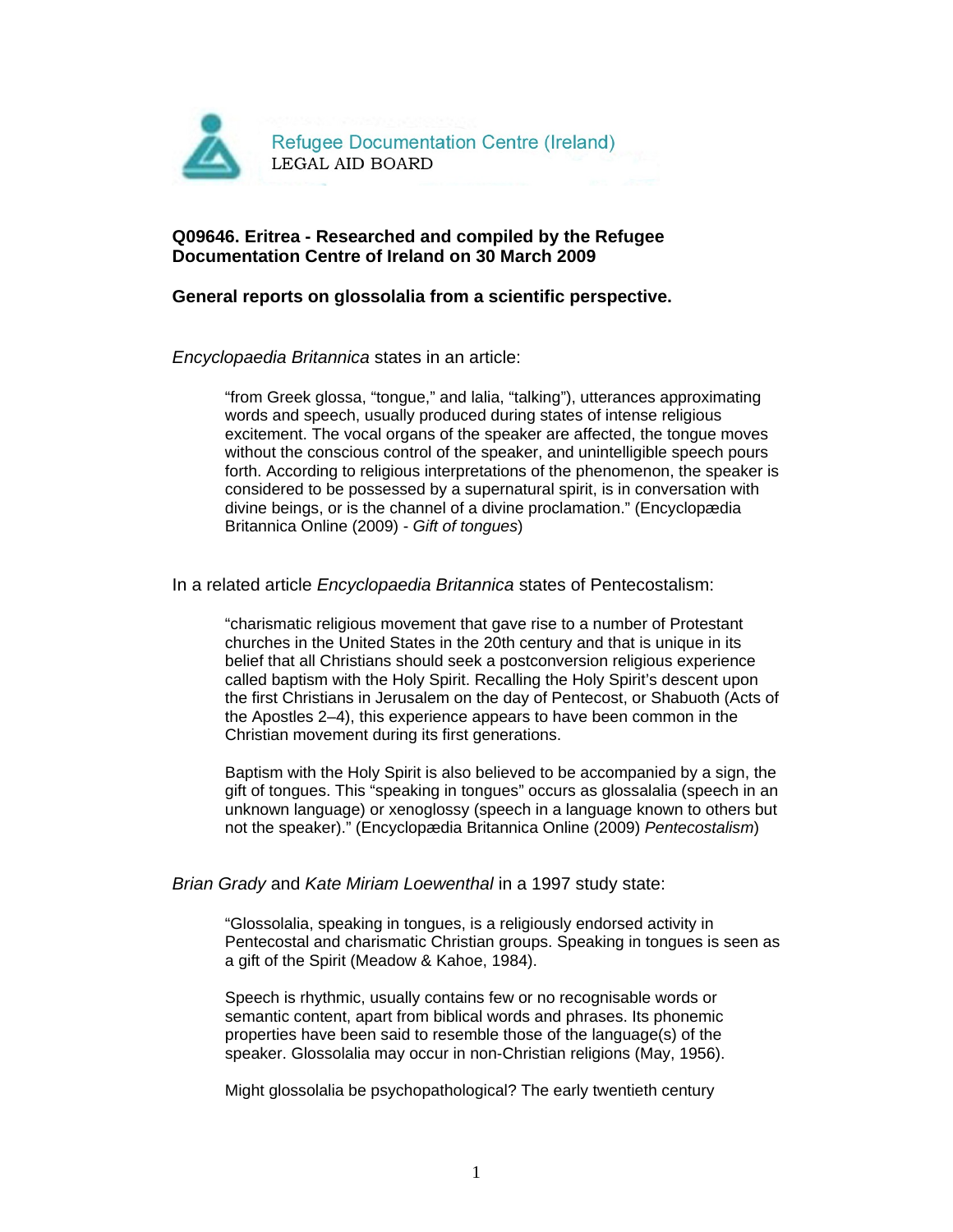Refugee Documentation Centre (Ireland)
LEGAL AID BOARD

**Q09646. Eritrea - Researched and compiled by the Refugee Documentation Centre of Ireland on 30 March 2009**

**General reports on glossolalia from a scientific perspective.**

*Encyclopaedia Britannica* states in an article:

> "from Greek glossa, "tongue," and lalia, "talking"), utterances approximating words and speech, usually produced during states of intense religious excitement. The vocal organs of the speaker are affected, the tongue moves without the conscious control of the speaker, and unintelligible speech pours forth. According to religious interpretations of the phenomenon, the speaker is considered to be possessed by a supernatural spirit, is in conversation with divine beings, or is the channel of a divine proclamation." (Encyclopædia Britannica Online (2009) - *Gift of tongues*)

In a related article *Encyclopaedia Britannica* states of Pentecostalism:

> "charismatic religious movement that gave rise to a number of Protestant churches in the United States in the 20th century and that is unique in its belief that all Christians should seek a postconversion religious experience called baptism with the Holy Spirit. Recalling the Holy Spirit's descent upon the first Christians in Jerusalem on the day of Pentecost, or Shabuoth (Acts of the Apostles 2–4), this experience appears to have been common in the Christian movement during its first generations.
>
> Baptism with the Holy Spirit is also believed to be accompanied by a sign, the gift of tongues. This "speaking in tongues" occurs as glossalalia (speech in an unknown language) or xenoglossy (speech in a language known to others but not the speaker)." (Encyclopædia Britannica Online (2009) *Pentecostalism*)

*Brian Grady* and *Kate Miriam Loewenthal* in a 1997 study state:

> "Glossolalia, speaking in tongues, is a religiously endorsed activity in Pentecostal and charismatic Christian groups. Speaking in tongues is seen as a gift of the Spirit (Meadow & Kahoe, 1984).
>
> Speech is rhythmic, usually contains few or no recognisable words or semantic content, apart from biblical words and phrases. Its phonemic properties have been said to resemble those of the language(s) of the speaker. Glossolalia may occur in non-Christian religions (May, 1956).
>
> Might glossolalia be psychopathological? The early twentieth century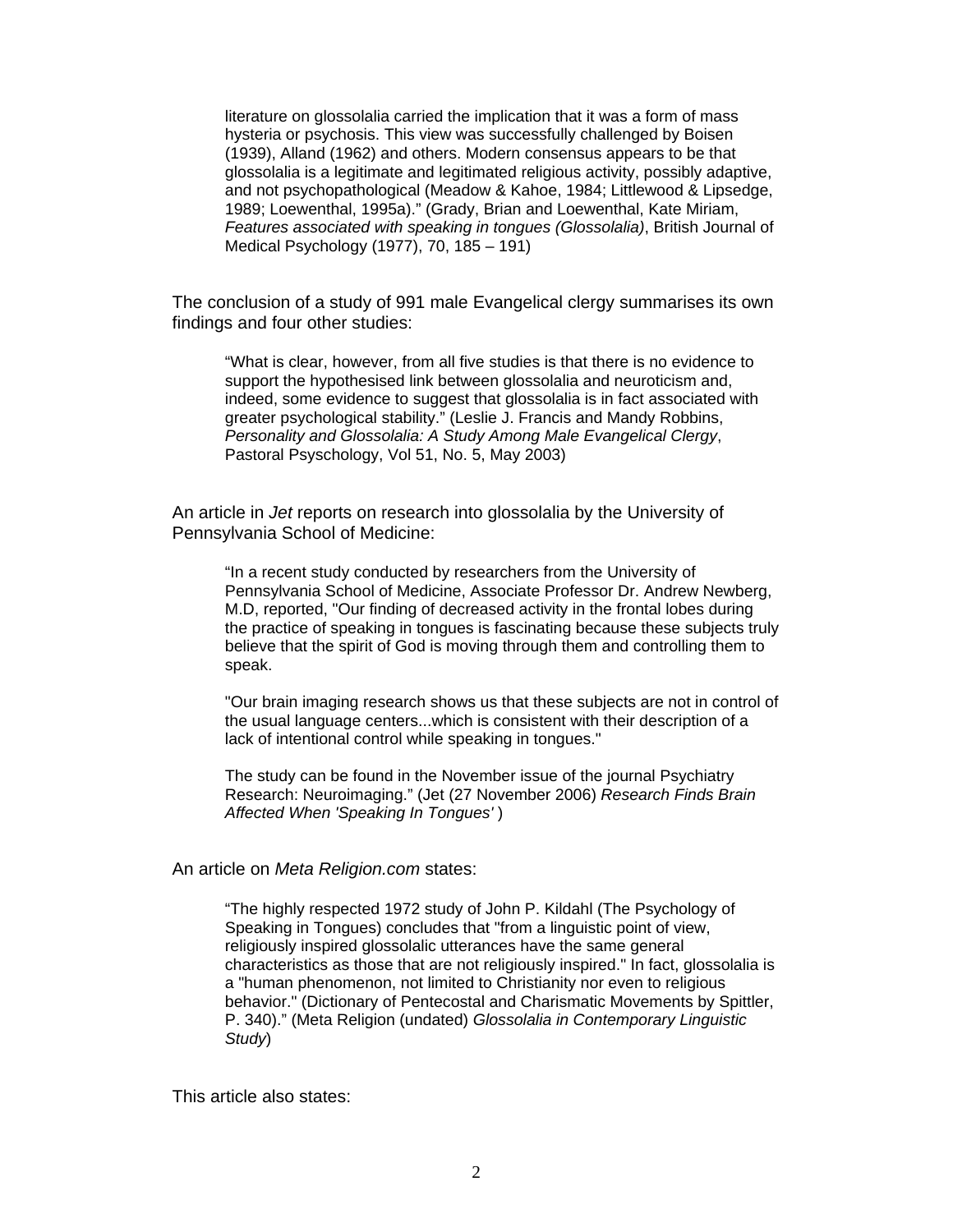> literature on glossolalia carried the implication that it was a form of mass hysteria or psychosis. This view was successfully challenged by Boisen (1939), Alland (1962) and others. Modern consensus appears to be that glossolalia is a legitimate and legitimated religious activity, possibly adaptive, and not psychopathological (Meadow & Kahoe, 1984; Littlewood & Lipsedge, 1989; Loewenthal, 1995a).” (Grady, Brian and Loewenthal, Kate Miriam, *Features associated with speaking in tongues (Glossolalia)*, British Journal of Medical Psychology (1977), 70, 185 – 191)

The conclusion of a study of 991 male Evangelical clergy summarises its own findings and four other studies:

> “What is clear, however, from all five studies is that there is no evidence to support the hypothesised link between glossolalia and neuroticism and, indeed, some evidence to suggest that glossolalia is in fact associated with greater psychological stability.” (Leslie J. Francis and Mandy Robbins, *Personality and Glossolalia: A Study Among Male Evangelical Clergy*, Pastoral Psyschology, Vol 51, No. 5, May 2003)

An article in *Jet* reports on research into glossolalia by the University of Pennsylvania School of Medicine:

> “In a recent study conducted by researchers from the University of Pennsylvania School of Medicine, Associate Professor Dr. Andrew Newberg, M.D, reported, "Our finding of decreased activity in the frontal lobes during the practice of speaking in tongues is fascinating because these subjects truly believe that the spirit of God is moving through them and controlling them to speak.
>
> "Our brain imaging research shows us that these subjects are not in control of the usual language centers...which is consistent with their description of a lack of intentional control while speaking in tongues."
>
> The study can be found in the November issue of the journal Psychiatry Research: Neuroimaging.” (Jet (27 November 2006) *Research Finds Brain Affected When 'Speaking In Tongues'* )

An article on *Meta Religion.com* states:

> “The highly respected 1972 study of John P. Kildahl (The Psychology of Speaking in Tongues) concludes that "from a linguistic point of view, religiously inspired glossolalic utterances have the same general characteristics as those that are not religiously inspired." In fact, glossolalia is a "human phenomenon, not limited to Christianity nor even to religious behavior." (Dictionary of Pentecostal and Charismatic Movements by Spittler, P. 340).” (Meta Religion (undated) *Glossolalia in Contemporary Linguistic Study*)

This article also states: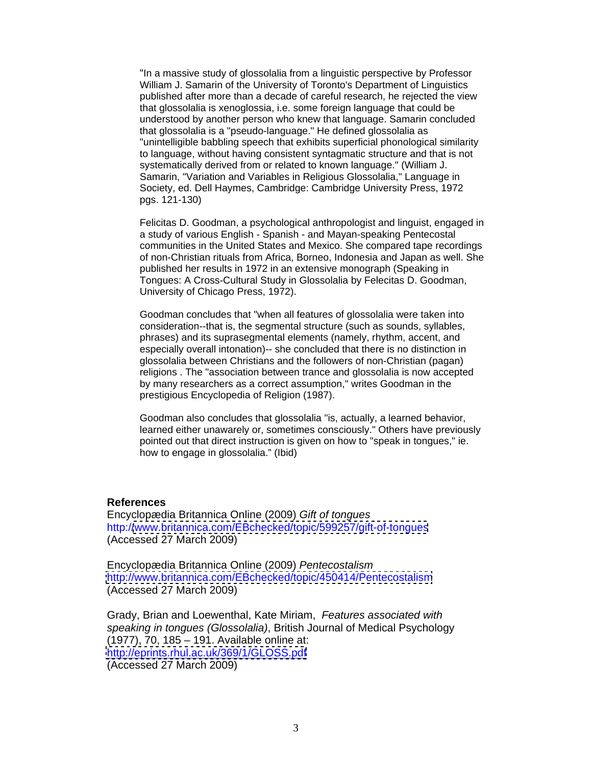"In a massive study of glossolalia from a linguistic perspective by Professor William J. Samarin of the University of Toronto's Department of Linguistics published after more than a decade of careful research, he rejected the view that glossolalia is xenoglossia, i.e. some foreign language that could be understood by another person who knew that language. Samarin concluded that glossolalia is a "pseudo-language." He defined glossolalia as "unintelligible babbling speech that exhibits superficial phonological similarity to language, without having consistent syntagmatic structure and that is not systematically derived from or related to known language." (William J. Samarin, "Variation and Variables in Religious Glossolalia," Language in Society, ed. Dell Haymes, Cambridge: Cambridge University Press, 1972 pgs. 121-130)

Felicitas D. Goodman, a psychological anthropologist and linguist, engaged in a study of various English - Spanish - and Mayan-speaking Pentecostal communities in the United States and Mexico. She compared tape recordings of non-Christian rituals from Africa, Borneo, Indonesia and Japan as well. She published her results in 1972 in an extensive monograph (Speaking in Tongues: A Cross-Cultural Study in Glossolalia by Felecitas D. Goodman, University of Chicago Press, 1972).

Goodman concludes that "when all features of glossolalia were taken into consideration--that is, the segmental structure (such as sounds, syllables, phrases) and its suprasegmental elements (namely, rhythm, accent, and especially overall intonation)-- she concluded that there is no distinction in glossolalia between Christians and the followers of non-Christian (pagan) religions . The "association between trance and glossolalia is now accepted by many researchers as a correct assumption," writes Goodman in the prestigious Encyclopedia of Religion (1987).

Goodman also concludes that glossolalia "is, actually, a learned behavior, learned either unawarely or, sometimes consciously." Others have previously pointed out that direct instruction is given on how to "speak in tongues," ie. how to engage in glossolalia." (Ibid)

## References

Encyclopædia Britannica Online (2009) *Gift of tongues* http://www.britannica.com/EBchecked/topic/599257/gift-of-tongues (Accessed 27 March 2009)

Encyclopædia Britannica Online (2009) *Pentecostalism* http://www.britannica.com/EBchecked/topic/450414/Pentecostalism (Accessed 27 March 2009)

Grady, Brian and Loewenthal, Kate Miriam, *Features associated with speaking in tongues (Glossolalia)*, British Journal of Medical Psychology (1977), 70, 185 – 191. Available online at: http://eprints.rhul.ac.uk/369/1/GLOSS.pdf (Accessed 27 March 2009)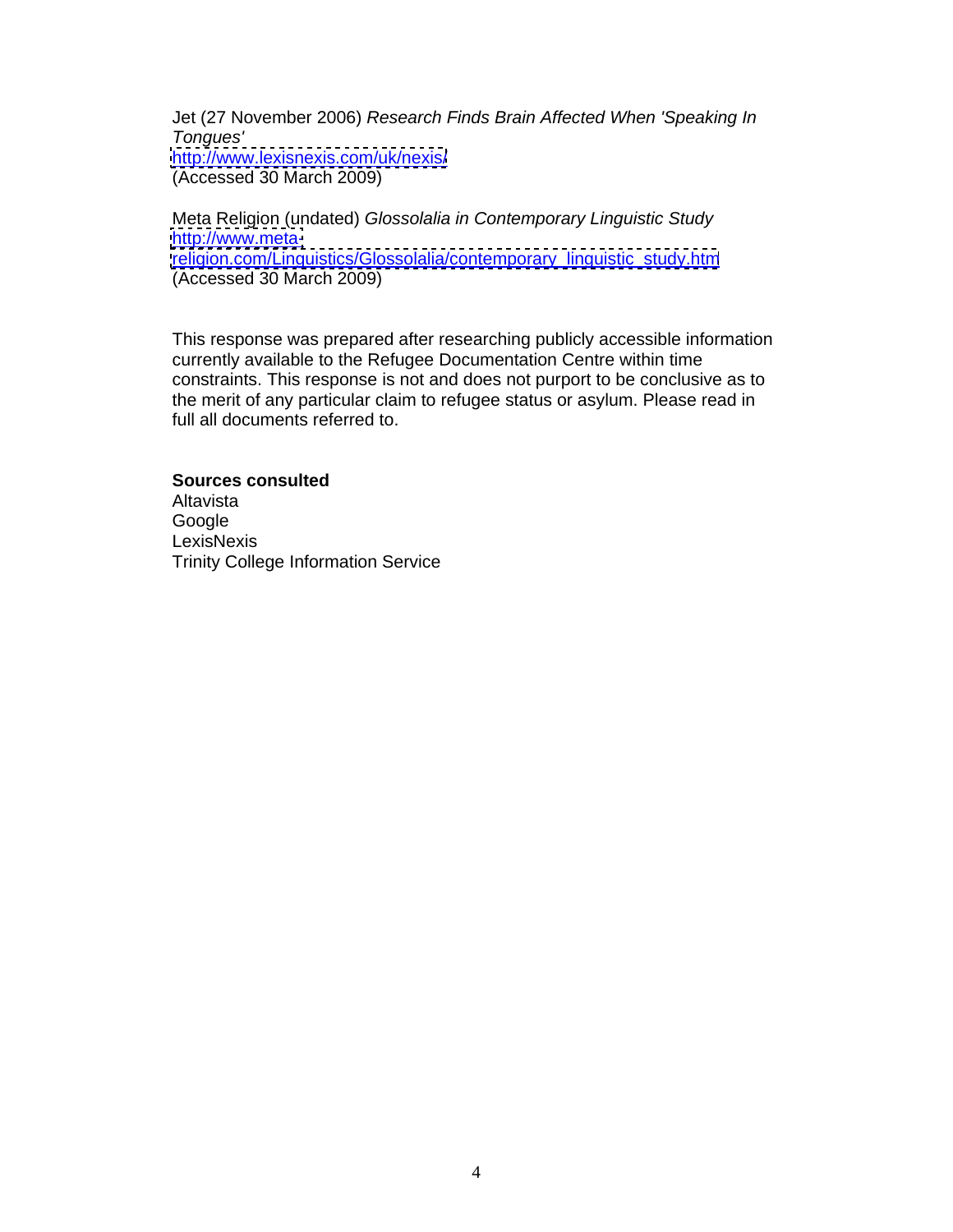Jet (27 November 2006) *Research Finds Brain Affected When 'Speaking In Tongues'*
http://www.lexisnexis.com/uk/nexis/
(Accessed 30 March 2009)

Meta Religion (undated) *Glossolalia in Contemporary Linguistic Study*
http://www.meta-religion.com/Linguistics/Glossolalia/contemporary_linguistic_study.htm
(Accessed 30 March 2009)

This response was prepared after researching publicly accessible information currently available to the Refugee Documentation Centre within time constraints. This response is not and does not purport to be conclusive as to the merit of any particular claim to refugee status or asylum. Please read in full all documents referred to.

**Sources consulted**
Altavista
Google
LexisNexis
Trinity College Information Service